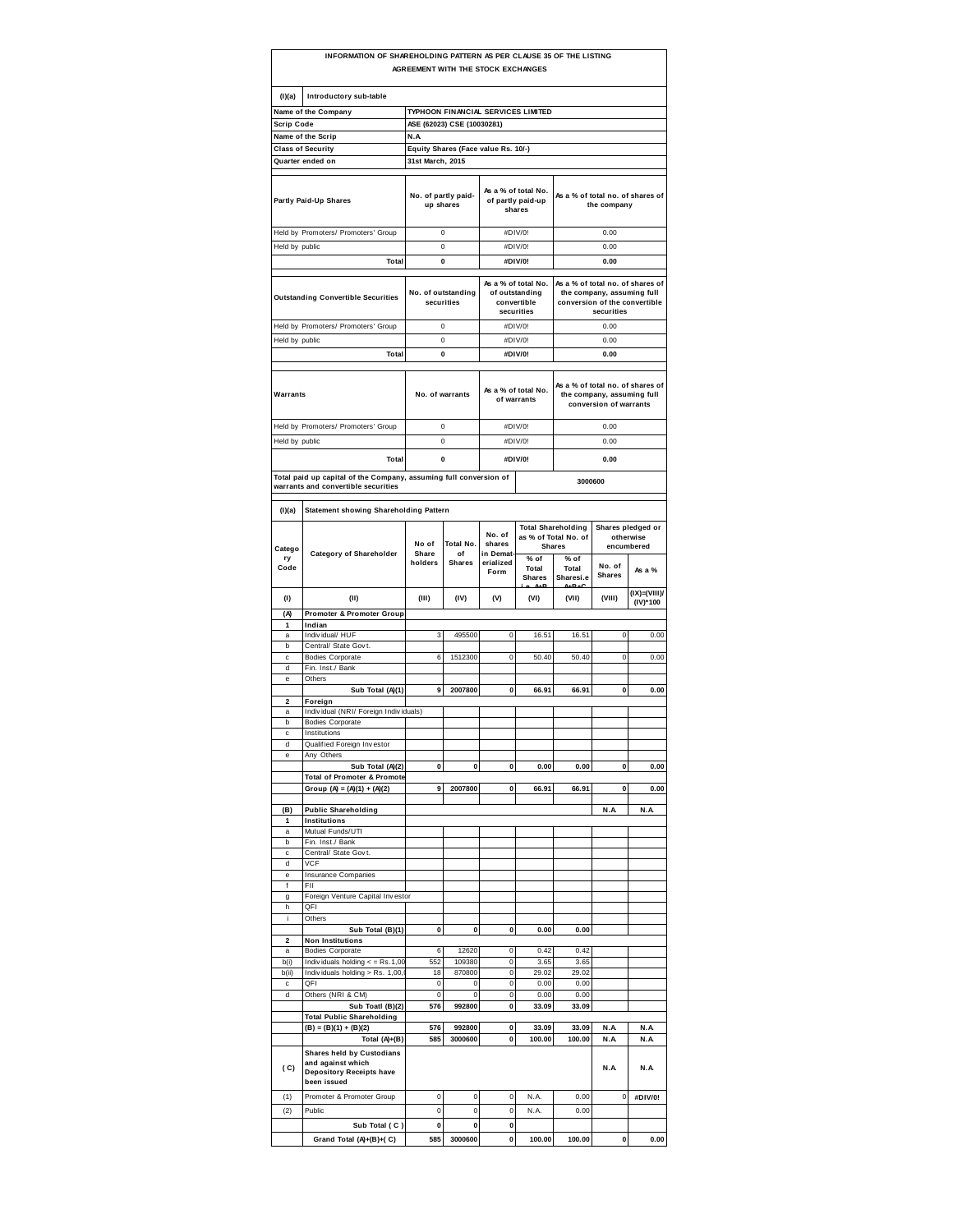# INFORMATION OF SHAREHOLDING PATTERN AS PER CLAUSE 35 OF THE LISTING AGREEMENT WITH THE STOCK EXCHANGES

| (I)(a) | Introductory sub-table |
|---|---|
| Name of the Company | TYPHOON FINANCIAL SERVICES LIMITED |
| Scrip Code | ASE (62023) CSE (10030281) |
| Name of the Scrip | N.A |
| Class of Security | Equity Shares (Face value Rs. 10/-) |
| Quarter ended on | 31st March, 2015 |

| Partly Paid-Up Shares | No. of partly paid-up shares | As a % of total No. of partly paid-up shares | As a % of total no. of shares of the company |
|---|---|---|---|
| Held by Promoters/ Promoters' Group | 0 | #DIV/0! | 0.00 |
| Held by public | 0 | #DIV/0! | 0.00 |
| **Total** | **0** | **#DIV/0!** | **0.00** |

| Outstanding Convertible Securities | No. of outstanding securities | As a % of total No. of outstanding convertible securities | As a % of total no. of shares of the company, assuming full conversion of the convertible securities |
|---|---|---|---|
| Held by Promoters/ Promoters' Group | 0 | #DIV/0! | 0.00 |
| Held by public | 0 | #DIV/0! | 0.00 |
| **Total** | **0** | **#DIV/0!** | **0.00** |

| Warrants | No. of warrants | As a % of total No. of warrants | As a % of total no. of shares of the company, assuming full conversion of warrants |
|---|---|---|---|
| Held by Promoters/ Promoters' Group | 0 | #DIV/0! | 0.00 |
| Held by public | 0 | #DIV/0! | 0.00 |
| **Total** | **0** | **#DIV/0!** | **0.00** |

| Total paid up capital of the Company, assuming full conversion of warrants and convertible securities | 3000600 |
|---|---|

## (I)(a) Statement showing Shareholding Pattern

| Category Code | Category of Shareholder | No of Share holders | Total No. of Shares | No. of shares in Demat-erialized Form | Total Shareholding as % of Total No. of Shares | | Shares pledged or otherwise encumbered | |
|---|---|---|---|---|---|---|---|---|
| | | | | | % of Total Shares i.e. A+B | % of Total Sharesi.e A+B+C | No. of Shares | As a % |
| (I) | (II) | (III) | (IV) | (V) | (VI) | (VII) | (VIII) | (IX)=(VIII)/(IV)*100 |
| **(A)** | **Promoter & Promoter Group** | | | | | | | |
| **1** | **Indian** | | | | | | | |
| a | Individual/ HUF | 3 | 495500 | 0 | 16.51 | 16.51 | 0 | 0.00 |
| b | Central/ State Govt. | | | | | | | |
| c | Bodies Corporate | 6 | 1512300 | 0 | 50.40 | 50.40 | 0 | 0.00 |
| d | Fin. Inst./ Bank | | | | | | | |
| e | Others | | | | | | | |
| | **Sub Total (A)(1)** | **9** | **2007800** | **0** | **66.91** | **66.91** | **0** | **0.00** |
| **2** | **Foreign** | | | | | | | |
| a | Individual (NRI/ Foreign Individuals) | | | | | | | |
| b | Bodies Corporate | | | | | | | |
| c | Institutions | | | | | | | |
| d | Qualified Foreign Investor | | | | | | | |
| e | Any Others | | | | | | | |
| | **Sub Total (A)(2)** | **0** | **0** | **0** | **0.00** | **0.00** | **0** | **0.00** |
| | **Total of Promoter & Promoter Group (A) = (A)(1) + (A)(2)** | **9** | **2007800** | **0** | **66.91** | **66.91** | **0** | **0.00** |
| **(B)** | **Public Shareholding** | | | | | | **N.A** | **N.A** |
| **1** | **Institutions** | | | | | | | |
| a | Mutual Funds/UTI | | | | | | | |
| b | Fin. Inst./ Bank | | | | | | | |
| c | Central/ State Govt. | | | | | | | |
| d | VCF | | | | | | | |
| e | Insurance Companies | | | | | | | |
| f | FII | | | | | | | |
| g | Foreign Venture Capital Investor | | | | | | | |
| h | QFI | | | | | | | |
| i | Others | | | | | | | |
| | **Sub Total (B)(1)** | **0** | **0** | **0** | **0.00** | **0.00** | | |
| **2** | **Non Institutions** | | | | | | | |
| a | Bodies Corporate | 6 | 12620 | 0 | 0.42 | 0.42 | | |
| b(i) | Individuals holding < = Rs.1,00 | 552 | 109380 | 0 | 3.65 | 3.65 | | |
| b(ii) | Individuals holding > Rs. 1,00,( | 18 | 870800 | 0 | 29.02 | 29.02 | | |
| c | QFI | 0 | 0 | 0 | 0.00 | 0.00 | | |
| d | Others (NRI & CM) | 0 | 0 | 0 | 0.00 | 0.00 | | |
| | **Sub Toatl (B)(2)** | **576** | **992800** | **0** | **33.09** | **33.09** | | |
| | **Total Public Shareholding (B) = (B)(1) + (B)(2)** | **576** | **992800** | **0** | **33.09** | **33.09** | **N.A** | **N.A** |
| | **Total (A)+(B)** | **585** | **3000600** | **0** | **100.00** | **100.00** | **N.A** | **N.A** |
| **( C)** | **Shares held by Custodians and against which Depository Receipts have been issued** | | | | | | **N.A** | **N.A** |
| (1) | Promoter & Promoter Group | 0 | 0 | 0 | N.A. | 0.00 | 0 | **#DIV/0!** |
| (2) | Public | 0 | 0 | 0 | N.A. | 0.00 | | |
| | **Sub Total ( C )** | **0** | **0** | **0** | | | | |
| | **Grand Total (A)+(B)+( C)** | **585** | **3000600** | **0** | **100.00** | **100.00** | **0** | **0.00** |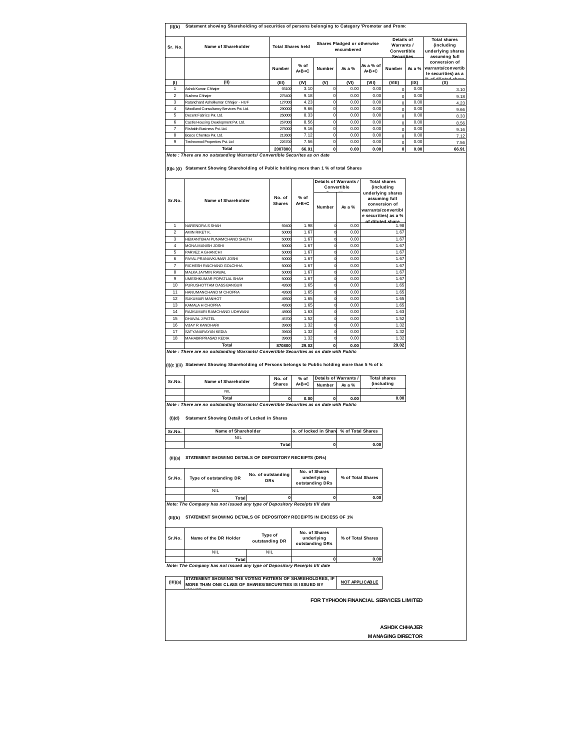**(I)(b) Statement showing Shareholding of securities of persons belonging to Category 'Promoter and Promo**

| Sr. No. | Name of Shareholder | Total Shares held | | Shares Pladged or otherwise encumbered | | | Details of Warrants / Convertible Securities | | Total shares (including underlying shares assuming full conversion of warrants/convertible securities) as a % of diluted share |
|---|---|---|---|---|---|---|---|---|---|
| | | Number | % of A+B+C | Number | As a % | As a % of A+B+C | Number | As a % | |
| (I) | (II) | (III) | (IV) | (V) | (VI) | (VII) | (VIII) | (IX) | (X) |
| 1 | Ashok Kumar Chhajer | 93100 | 3.10 | 0 | 0.00 | 0.00 | 0 | 0.00 | 3.10 |
| 2 | Sushma Chhajer | 275400 | 9.18 | 0 | 0.00 | 0.00 | 0 | 0.00 | 9.18 |
| 3 | Ratanchand Ashokkumar Chhajer - HUF | 127000 | 4.23 | 0 | 0.00 | 0.00 | 0 | 0.00 | 4.23 |
| 4 | Woodland Consultancy Services Pvt. Ltd. | 290000 | 9.66 | 0 | 0.00 | 0.00 | 0 | 0.00 | 9.66 |
| 5 | Decent Fabrics Pvt. Ltd. | 250000 | 8.33 | 0 | 0.00 | 0.00 | 0 | 0.00 | 8.33 |
| 6 | Castle Housing Development Pvt. Ltd. | 257000 | 8.56 | 0 | 0.00 | 0.00 | 0 | 0.00 | 8.56 |
| 7 | Rishabh Business Pvt. Ltd. | 275000 | 9.16 | 0 | 0.00 | 0.00 | 0 | 0.00 | 9.16 |
| 8 | Bosco Chemtex Pvt. Ltd. | 213600 | 7.12 | 0 | 0.00 | 0.00 | 0 | 0.00 | 7.12 |
| 9 | Technomod Properties Pvt. Ltd | 226700 | 7.56 | 0 | 0.00 | 0.00 | 0 | 0.00 | 7.56 |
| | **Total** | **2007800** | **66.91** | **0** | **0.00** | **0.00** | **0** | **0.00** | **66.91** |

*Note : There are no outstanding Warrants/ Convertible Securites as on date*

**(I)(c )(i) Statement Showing Shareholding of Public holding more than 1 % of total Shares**

| Sr.No. | Name of Shareholder | No. of Shares | % of A+B+C | Details of Warrants / Convertible Securities | | Total shares (including underlying shares assuming full conversion of warrants/convertible securities) as a % of diluted share |
|---|---|---|---|---|---|---|
| | | | | Number | As a % | |
| 1 | NARENDRA S SHAH | 59400 | 1.98 | 0 | 0.00 | 1.98 |
| 2 | AMIN RIKET K. | 50000 | 1.67 | 0 | 0.00 | 1.67 |
| 3 | HEMANTBHAI PUNAMCHAND SHETH | 50000 | 1.67 | 0 | 0.00 | 1.67 |
| 4 | MONA MANISH JOSHI | 50000 | 1.67 | 0 | 0.00 | 1.67 |
| 5 | PARVEZ A GHANCHI | 50000 | 1.67 | 0 | 0.00 | 1.67 |
| 6 | PAYAL PRANAVKUMAR JOSHI | 50000 | 1.67 | 0 | 0.00 | 1.67 |
| 7 | RICHESH RAICHAND GOLCHHA | 50000 | 1.67 | 0 | 0.00 | 1.67 |
| 8 | MALKA JAYMIN RAWAL | 50000 | 1.67 | 0 | 0.00 | 1.67 |
| 9 | UMESHKUMAR POPATLAL SHAH | 50000 | 1.67 | 0 | 0.00 | 1.67 |
| 10 | PURUSHOTTAM DASS BANGUR | 49500 | 1.65 | 0 | 0.00 | 1.65 |
| 11 | HANUMANCHAND M CHOPRA | 49500 | 1.65 | 0 | 0.00 | 1.65 |
| 12 | SUKUMAR MANHOT | 49500 | 1.65 | 0 | 0.00 | 1.65 |
| 13 | KAMALA H CHOPRA | 49500 | 1.65 | 0 | 0.00 | 1.65 |
| 14 | RAJKUMARI RAMCHAND UDHWANI | 48900 | 1.63 | 0 | 0.00 | 1.63 |
| 15 | DHAVAL J PATEL | 45700 | 1.52 | 0 | 0.00 | 1.52 |
| 16 | VIJAY R KANDHARI | 39600 | 1.32 | 0 | 0.00 | 1.32 |
| 17 | SATYANARAYAN KEDIA | 39600 | 1.32 | 0 | 0.00 | 1.32 |
| 18 | MAHABIRPRASAD KEDIA | 39600 | 1.32 | 0 | 0.00 | 1.32 |
| | **Total** | **870800** | **29.02** | **0** | **0.00** | **29.02** |

*Note : There are no outstanding Warrants/ Convertible Securities as on date with Public*

**(I)(c )(ii) Statement Showing Shareholding of Persons belongs to Public holding more than 5 % of to**

| Sr.No. | Name of Shareholder | No. of Shares | % of A+B+C | Details of Warrants / | | Total shares (including |
|---|---|---|---|---|---|---|
| | | | | Number | As a % | |
| | NIL | | | | | |
| | **Total** | **0** | **0.00** | **0** | **0.00** | **0.00** |

*Note : There are no outstanding Warrants/ Convertible Securities as on date with Public*

**(I)(d) Statement Showing Details of Locked in Shares**

| Sr.No. | Name of Shareholder | No. of locked in Shares | % of Total Shares |
|---|---|---|---|
| | NIL | | |
| | Total | 0 | 0.00 |

**(II)(a) STATEMENT SHOWING DETAILS OF DEPOSITORY RECEIPTS (DRs)**

| Sr.No. | Type of outstanding DR | No. of outstanding DRs | No. of Shares underlying outstanding DRs | % of Total Shares |
|---|---|---|---|---|
| | NIL | | | |
| | Total | 0 | 0 | 0.00 |

*Note: The Company has not issued any type of Depository Receipts till date*

**(II)(b) STATEMENT SHOWING DETAILS OF DEPOSITORY RECEIPTS IN EXCESS OF 1%**

| Sr.No. | Name of the DR Holder | Type of outstanding DR | No. of Shares underlying outstanding DRs | % of Total Shares |
|---|---|---|---|---|
| | NIL | NIL | | |
| | Total | | 0 | 0.00 |

*Note: The Company has not issued any type of Depository Receipts till date*

| | | |
|---|---|---|
| (III)(a) | STATEMENT SHOWING THE VOTING PATTERN OF SHAREHOLDRES, IF MORE THAN ONE CLASS OF SHARES/SECURITIES IS ISSUED BY ISSUER | NOT APPLICABLE |

**FOR TYPHOON FINANCIAL SERVICES LIMITED**

**ASHOK CHHAJER**

**MANAGING DIRECTOR**